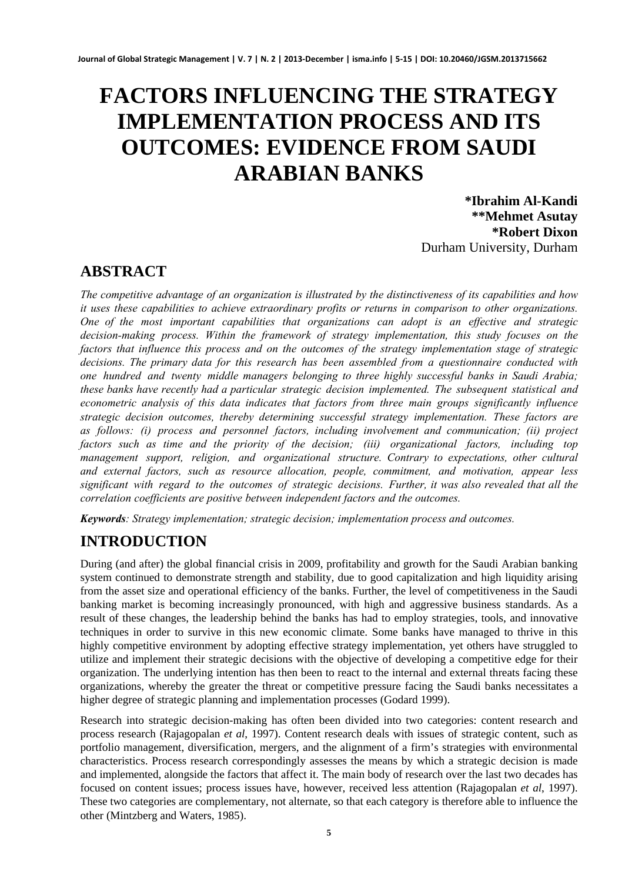# FACTORS INFLUENCING THE STRATEGY IMPLEMENTATION PROCESS AND ITS OUTCOMES: EVIDENCE FROM SAUDI ARABIAN BANKS

**\*Ibrahim Al-Kandi**
**\*\*Mehmet Asutay**
**\*Robert Dixon**
Durham University, Durham

## ABSTRACT

*The competitive advantage of an organization is illustrated by the distinctiveness of its capabilities and how it uses these capabilities to achieve extraordinary profits or returns in comparison to other organizations. One of the most important capabilities that organizations can adopt is an effective and strategic decision-making process. Within the framework of strategy implementation, this study focuses on the factors that influence this process and on the outcomes of the strategy implementation stage of strategic decisions. The primary data for this research has been assembled from a questionnaire conducted with one hundred and twenty middle managers belonging to three highly successful banks in Saudi Arabia; these banks have recently had a particular strategic decision implemented. The subsequent statistical and econometric analysis of this data indicates that factors from three main groups significantly influence strategic decision outcomes, thereby determining successful strategy implementation. These factors are as follows: (i) process and personnel factors, including involvement and communication; (ii) project factors such as time and the priority of the decision; (iii) organizational factors, including top management support, religion, and organizational structure. Contrary to expectations, other cultural and external factors, such as resource allocation, people, commitment, and motivation, appear less significant with regard to the outcomes of strategic decisions. Further, it was also revealed that all the correlation coefficients are positive between independent factors and the outcomes.*

***Keywords**: Strategy implementation; strategic decision; implementation process and outcomes.*

## INTRODUCTION

During (and after) the global financial crisis in 2009, profitability and growth for the Saudi Arabian banking system continued to demonstrate strength and stability, due to good capitalization and high liquidity arising from the asset size and operational efficiency of the banks. Further, the level of competitiveness in the Saudi banking market is becoming increasingly pronounced, with high and aggressive business standards. As a result of these changes, the leadership behind the banks has had to employ strategies, tools, and innovative techniques in order to survive in this new economic climate. Some banks have managed to thrive in this highly competitive environment by adopting effective strategy implementation, yet others have struggled to utilize and implement their strategic decisions with the objective of developing a competitive edge for their organization. The underlying intention has then been to react to the internal and external threats facing these organizations, whereby the greater the threat or competitive pressure facing the Saudi banks necessitates a higher degree of strategic planning and implementation processes (Godard 1999).

Research into strategic decision-making has often been divided into two categories: content research and process research (Rajagopalan *et al*, 1997). Content research deals with issues of strategic content, such as portfolio management, diversification, mergers, and the alignment of a firm's strategies with environmental characteristics. Process research correspondingly assesses the means by which a strategic decision is made and implemented, alongside the factors that affect it. The main body of research over the last two decades has focused on content issues; process issues have, however, received less attention (Rajagopalan *et al*, 1997). These two categories are complementary, not alternate, so that each category is therefore able to influence the other (Mintzberg and Waters, 1985).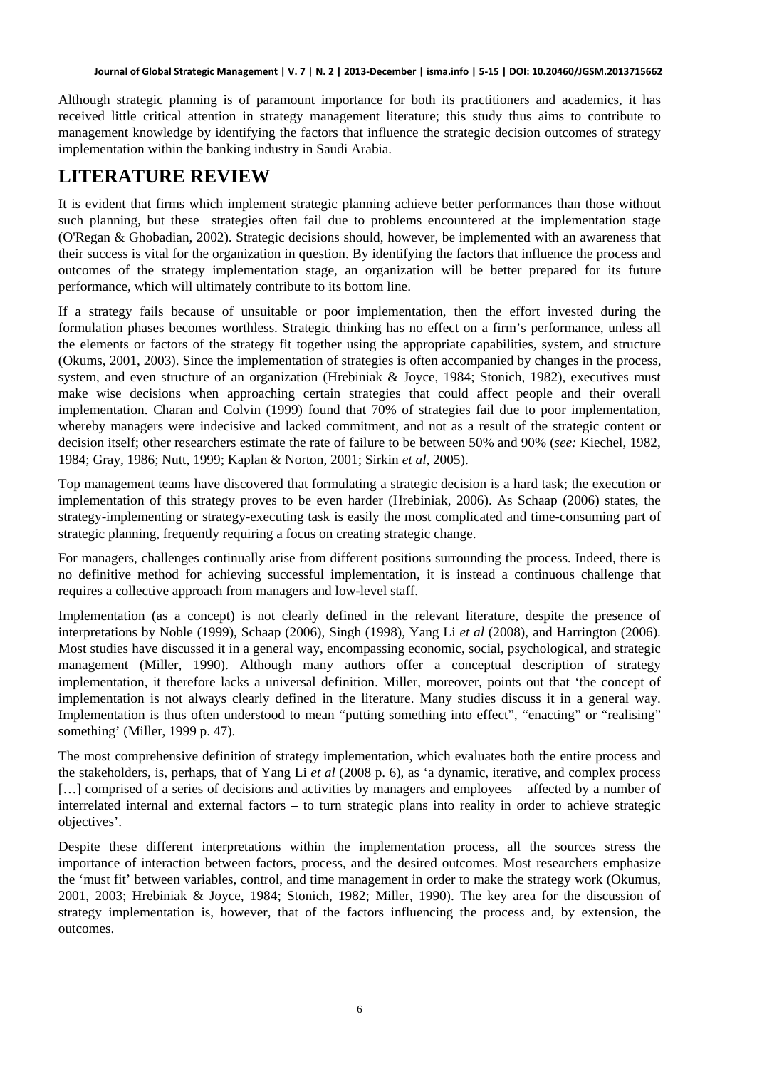Although strategic planning is of paramount importance for both its practitioners and academics, it has received little critical attention in strategy management literature; this study thus aims to contribute to management knowledge by identifying the factors that influence the strategic decision outcomes of strategy implementation within the banking industry in Saudi Arabia.

## LITERATURE REVIEW

It is evident that firms which implement strategic planning achieve better performances than those without such planning, but these strategies often fail due to problems encountered at the implementation stage (O'Regan & Ghobadian, 2002). Strategic decisions should, however, be implemented with an awareness that their success is vital for the organization in question. By identifying the factors that influence the process and outcomes of the strategy implementation stage, an organization will be better prepared for its future performance, which will ultimately contribute to its bottom line.

If a strategy fails because of unsuitable or poor implementation, then the effort invested during the formulation phases becomes worthless. Strategic thinking has no effect on a firm's performance, unless all the elements or factors of the strategy fit together using the appropriate capabilities, system, and structure (Okums, 2001, 2003). Since the implementation of strategies is often accompanied by changes in the process, system, and even structure of an organization (Hrebiniak & Joyce, 1984; Stonich, 1982), executives must make wise decisions when approaching certain strategies that could affect people and their overall implementation. Charan and Colvin (1999) found that 70% of strategies fail due to poor implementation, whereby managers were indecisive and lacked commitment, and not as a result of the strategic content or decision itself; other researchers estimate the rate of failure to be between 50% and 90% (*see:* Kiechel, 1982, 1984; Gray, 1986; Nutt, 1999; Kaplan & Norton, 2001; Sirkin *et al*, 2005).

Top management teams have discovered that formulating a strategic decision is a hard task; the execution or implementation of this strategy proves to be even harder (Hrebiniak, 2006). As Schaap (2006) states, the strategy-implementing or strategy-executing task is easily the most complicated and time-consuming part of strategic planning, frequently requiring a focus on creating strategic change.

For managers, challenges continually arise from different positions surrounding the process. Indeed, there is no definitive method for achieving successful implementation, it is instead a continuous challenge that requires a collective approach from managers and low-level staff.

Implementation (as a concept) is not clearly defined in the relevant literature, despite the presence of interpretations by Noble (1999), Schaap (2006), Singh (1998), Yang Li *et al* (2008), and Harrington (2006). Most studies have discussed it in a general way, encompassing economic, social, psychological, and strategic management (Miller, 1990). Although many authors offer a conceptual description of strategy implementation, it therefore lacks a universal definition. Miller, moreover, points out that 'the concept of implementation is not always clearly defined in the literature. Many studies discuss it in a general way. Implementation is thus often understood to mean "putting something into effect", "enacting" or "realising" something' (Miller, 1999 p. 47).

The most comprehensive definition of strategy implementation, which evaluates both the entire process and the stakeholders, is, perhaps, that of Yang Li *et al* (2008 p. 6), as 'a dynamic, iterative, and complex process […] comprised of a series of decisions and activities by managers and employees – affected by a number of interrelated internal and external factors – to turn strategic plans into reality in order to achieve strategic objectives'.

Despite these different interpretations within the implementation process, all the sources stress the importance of interaction between factors, process, and the desired outcomes. Most researchers emphasize the 'must fit' between variables, control, and time management in order to make the strategy work (Okumus, 2001, 2003; Hrebiniak & Joyce, 1984; Stonich, 1982; Miller, 1990). The key area for the discussion of strategy implementation is, however, that of the factors influencing the process and, by extension, the outcomes.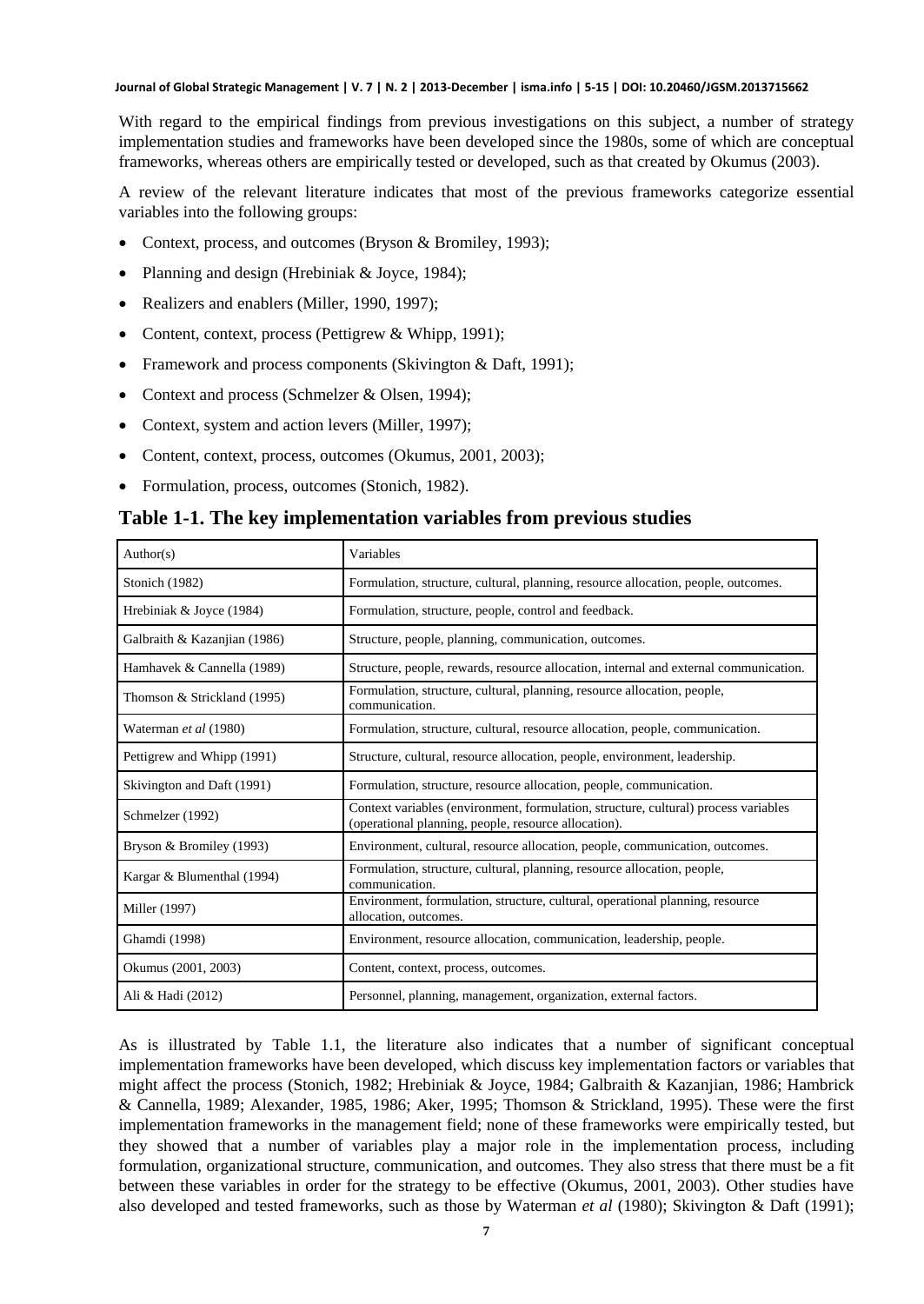With regard to the empirical findings from previous investigations on this subject, a number of strategy implementation studies and frameworks have been developed since the 1980s, some of which are conceptual frameworks, whereas others are empirically tested or developed, such as that created by Okumus (2003).

A review of the relevant literature indicates that most of the previous frameworks categorize essential variables into the following groups:

- Context, process, and outcomes (Bryson & Bromiley, 1993);
- Planning and design (Hrebiniak & Joyce, 1984);
- Realizers and enablers (Miller, 1990, 1997);
- Content, context, process (Pettigrew & Whipp, 1991);
- Framework and process components (Skivington & Daft, 1991);
- Context and process (Schmelzer & Olsen, 1994);
- Context, system and action levers (Miller, 1997);
- Content, context, process, outcomes (Okumus, 2001, 2003);
- Formulation, process, outcomes (Stonich, 1982).

## Table 1-1. The key implementation variables from previous studies

| Author(s) | Variables |
|---|---|
| Stonich (1982) | Formulation, structure, cultural, planning, resource allocation, people, outcomes. |
| Hrebiniak & Joyce (1984) | Formulation, structure, people, control and feedback. |
| Galbraith & Kazanjian (1986) | Structure, people, planning, communication, outcomes. |
| Hamhavek & Cannella (1989) | Structure, people, rewards, resource allocation, internal and external communication. |
| Thomson & Strickland (1995) | Formulation, structure, cultural, planning, resource allocation, people, communication. |
| Waterman *et al* (1980) | Formulation, structure, cultural, resource allocation, people, communication. |
| Pettigrew and Whipp (1991) | Structure, cultural, resource allocation, people, environment, leadership. |
| Skivington and Daft (1991) | Formulation, structure, resource allocation, people, communication. |
| Schmelzer (1992) | Context variables (environment, formulation, structure, cultural) process variables (operational planning, people, resource allocation). |
| Bryson & Bromiley (1993) | Environment, cultural, resource allocation, people, communication, outcomes. |
| Kargar & Blumenthal (1994) | Formulation, structure, cultural, planning, resource allocation, people, communication. |
| Miller (1997) | Environment, formulation, structure, cultural, operational planning, resource allocation, outcomes. |
| Ghamdi (1998) | Environment, resource allocation, communication, leadership, people. |
| Okumus (2001, 2003) | Content, context, process, outcomes. |
| Ali & Hadi (2012) | Personnel, planning, management, organization, external factors. |

As is illustrated by Table 1.1, the literature also indicates that a number of significant conceptual implementation frameworks have been developed, which discuss key implementation factors or variables that might affect the process (Stonich, 1982; Hrebiniak & Joyce, 1984; Galbraith & Kazanjian, 1986; Hambrick & Cannella, 1989; Alexander, 1985, 1986; Aker, 1995; Thomson & Strickland, 1995). These were the first implementation frameworks in the management field; none of these frameworks were empirically tested, but they showed that a number of variables play a major role in the implementation process, including formulation, organizational structure, communication, and outcomes. They also stress that there must be a fit between these variables in order for the strategy to be effective (Okumus, 2001, 2003). Other studies have also developed and tested frameworks, such as those by Waterman *et al* (1980); Skivington & Daft (1991);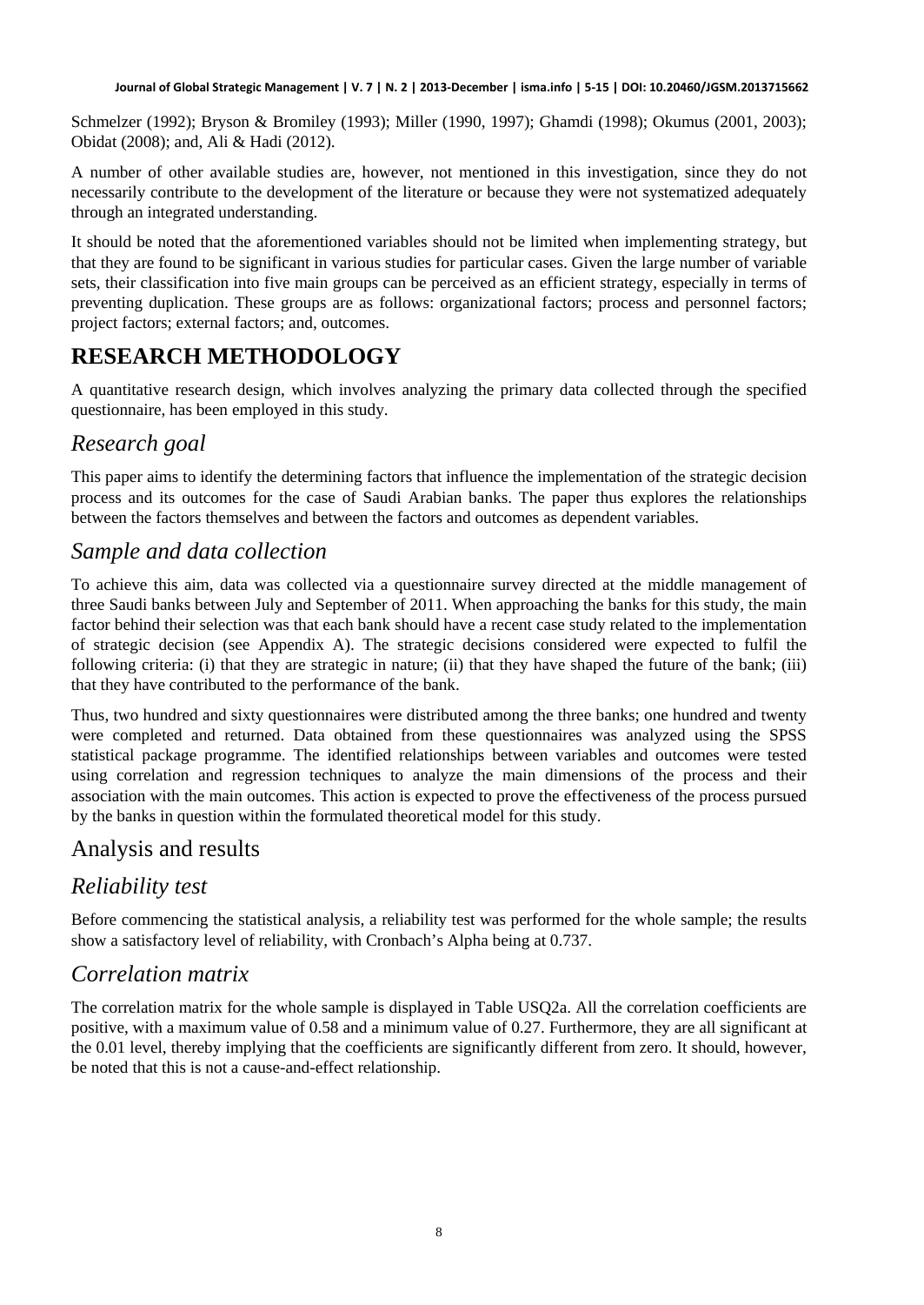Schmelzer (1992); Bryson & Bromiley (1993); Miller (1990, 1997); Ghamdi (1998); Okumus (2001, 2003); Obidat (2008); and, Ali & Hadi (2012).

A number of other available studies are, however, not mentioned in this investigation, since they do not necessarily contribute to the development of the literature or because they were not systematized adequately through an integrated understanding.

It should be noted that the aforementioned variables should not be limited when implementing strategy, but that they are found to be significant in various studies for particular cases. Given the large number of variable sets, their classification into five main groups can be perceived as an efficient strategy, especially in terms of preventing duplication. These groups are as follows: organizational factors; process and personnel factors; project factors; external factors; and, outcomes.

# RESEARCH METHODOLOGY

A quantitative research design, which involves analyzing the primary data collected through the specified questionnaire, has been employed in this study.

## *Research goal*

This paper aims to identify the determining factors that influence the implementation of the strategic decision process and its outcomes for the case of Saudi Arabian banks. The paper thus explores the relationships between the factors themselves and between the factors and outcomes as dependent variables.

## *Sample and data collection*

To achieve this aim, data was collected via a questionnaire survey directed at the middle management of three Saudi banks between July and September of 2011. When approaching the banks for this study, the main factor behind their selection was that each bank should have a recent case study related to the implementation of strategic decision (see Appendix A). The strategic decisions considered were expected to fulfil the following criteria: (i) that they are strategic in nature; (ii) that they have shaped the future of the bank; (iii) that they have contributed to the performance of the bank.

Thus, two hundred and sixty questionnaires were distributed among the three banks; one hundred and twenty were completed and returned. Data obtained from these questionnaires was analyzed using the SPSS statistical package programme. The identified relationships between variables and outcomes were tested using correlation and regression techniques to analyze the main dimensions of the process and their association with the main outcomes. This action is expected to prove the effectiveness of the process pursued by the banks in question within the formulated theoretical model for this study.

## Analysis and results

## *Reliability test*

Before commencing the statistical analysis, a reliability test was performed for the whole sample; the results show a satisfactory level of reliability, with Cronbach's Alpha being at 0.737.

## *Correlation matrix*

The correlation matrix for the whole sample is displayed in Table USQ2a. All the correlation coefficients are positive, with a maximum value of 0.58 and a minimum value of 0.27. Furthermore, they are all significant at the 0.01 level, thereby implying that the coefficients are significantly different from zero. It should, however, be noted that this is not a cause-and-effect relationship.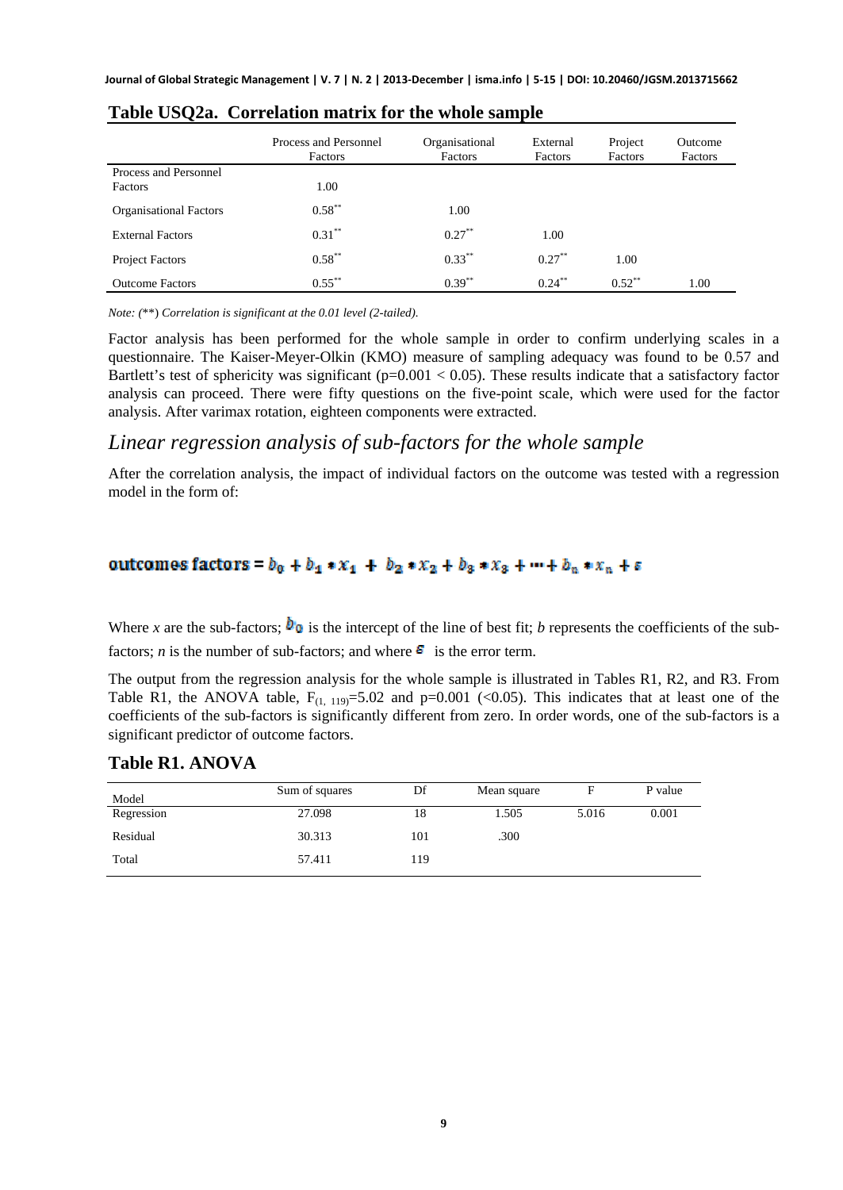## Table USQ2a. Correlation matrix for the whole sample

| | Process and Personnel Factors | Organisational Factors | External Factors | Project Factors | Outcome Factors |
|---|---|---|---|---|---|
| Process and Personnel Factors | 1.00 | | | | |
| Organisational Factors | $0.58^{**}$ | 1.00 | | | |
| External Factors | $0.31^{**}$ | $0.27^{**}$ | 1.00 | | |
| Project Factors | $0.58^{**}$ | $0.33^{**}$ | $0.27^{**}$ | 1.00 | |
| Outcome Factors | $0.55^{**}$ | $0.39^{**}$ | $0.24^{**}$ | $0.52^{**}$ | 1.00 |

*Note: (\*\*) Correlation is significant at the 0.01 level (2-tailed).*

Factor analysis has been performed for the whole sample in order to confirm underlying scales in a questionnaire. The Kaiser-Meyer-Olkin (KMO) measure of sampling adequacy was found to be 0.57 and Bartlett's test of sphericity was significant ($p=0.001 < 0.05$). These results indicate that a satisfactory factor analysis can proceed. There were fifty questions on the five-point scale, which were used for the factor analysis. After varimax rotation, eighteen components were extracted.

## *Linear regression analysis of sub-factors for the whole sample*

After the correlation analysis, the impact of individual factors on the outcome was tested with a regression model in the form of:

$$\textbf{outcomes factors} = b_0 + b_1 * x_1 + b_2 * x_2 + b_3 * x_3 + \cdots + b_n * x_n + \varepsilon$$

Where *x* are the sub-factors; $b_0$ is the intercept of the line of best fit; *b* represents the coefficients of the sub-factors; *n* is the number of sub-factors; and where $\varepsilon$ is the error term.

The output from the regression analysis for the whole sample is illustrated in Tables R1, R2, and R3. From Table R1, the ANOVA table, $F_{(1,\ 119)}=5.02$ and $p=0.001$ ($<0.05$). This indicates that at least one of the coefficients of the sub-factors is significantly different from zero. In order words, one of the sub-factors is a significant predictor of outcome factors.

## Table R1. ANOVA

| Model | Sum of squares | Df | Mean square | F | P value |
|---|---|---|---|---|---|
| Regression | 27.098 | 18 | 1.505 | 5.016 | 0.001 |
| Residual | 30.313 | 101 | .300 | | |
| Total | 57.411 | 119 | | | |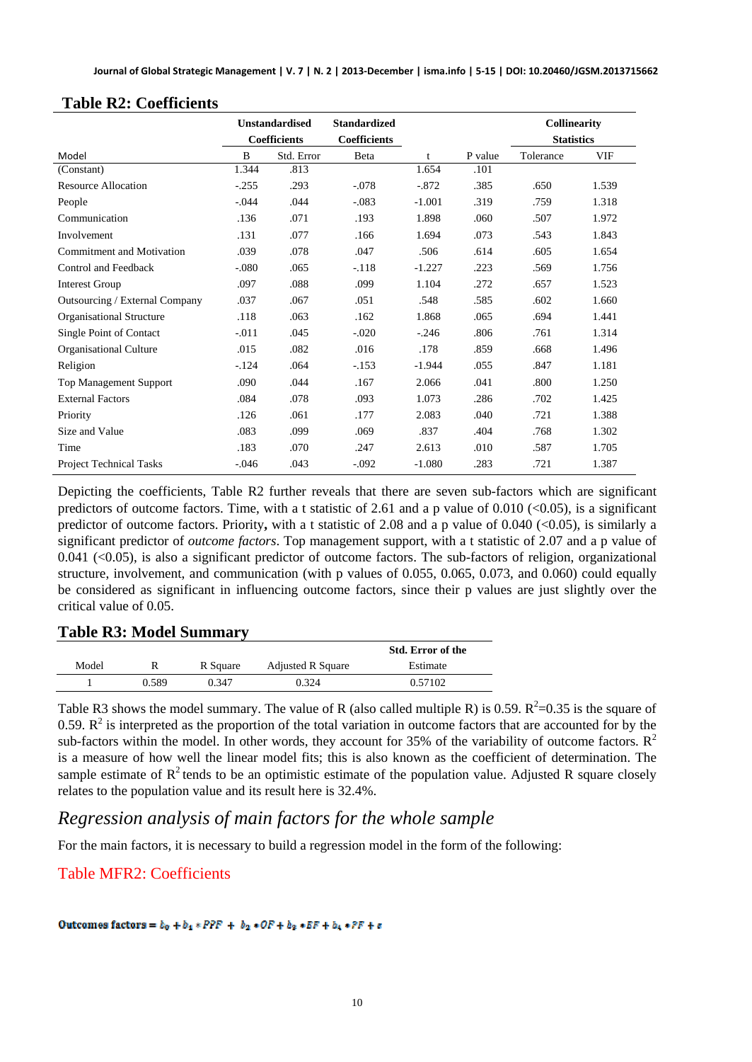## Table R2: Coefficients

| Model | Unstandardised Coefficients | | Standardized Coefficients | | | Collinearity Statistics | |
|---|---|---|---|---|---|---|---|
| | B | Std. Error | Beta | t | P value | Tolerance | VIF |
| (Constant) | 1.344 | .813 | | 1.654 | .101 | | |
| Resource Allocation | -.255 | .293 | -.078 | -.872 | .385 | .650 | 1.539 |
| People | -.044 | .044 | -.083 | -1.001 | .319 | .759 | 1.318 |
| Communication | .136 | .071 | .193 | 1.898 | .060 | .507 | 1.972 |
| Involvement | .131 | .077 | .166 | 1.694 | .073 | .543 | 1.843 |
| Commitment and Motivation | .039 | .078 | .047 | .506 | .614 | .605 | 1.654 |
| Control and Feedback | -.080 | .065 | -.118 | -1.227 | .223 | .569 | 1.756 |
| Interest Group | .097 | .088 | .099 | 1.104 | .272 | .657 | 1.523 |
| Outsourcing / External Company | .037 | .067 | .051 | .548 | .585 | .602 | 1.660 |
| Organisational Structure | .118 | .063 | .162 | 1.868 | .065 | .694 | 1.441 |
| Single Point of Contact | -.011 | .045 | -.020 | -.246 | .806 | .761 | 1.314 |
| Organisational Culture | .015 | .082 | .016 | .178 | .859 | .668 | 1.496 |
| Religion | -.124 | .064 | -.153 | -1.944 | .055 | .847 | 1.181 |
| Top Management Support | .090 | .044 | .167 | 2.066 | .041 | .800 | 1.250 |
| External Factors | .084 | .078 | .093 | 1.073 | .286 | .702 | 1.425 |
| Priority | .126 | .061 | .177 | 2.083 | .040 | .721 | 1.388 |
| Size and Value | .083 | .099 | .069 | .837 | .404 | .768 | 1.302 |
| Time | .183 | .070 | .247 | 2.613 | .010 | .587 | 1.705 |
| Project Technical Tasks | -.046 | .043 | -.092 | -1.080 | .283 | .721 | 1.387 |

Depicting the coefficients, Table R2 further reveals that there are seven sub-factors which are significant predictors of outcome factors. Time, with a t statistic of 2.61 and a p value of 0.010 (<0.05), is a significant predictor of outcome factors. Priority**,** with a t statistic of 2.08 and a p value of 0.040 (<0.05), is similarly a significant predictor of *outcome factors*. Top management support, with a t statistic of 2.07 and a p value of 0.041 (<0.05), is also a significant predictor of outcome factors. The sub-factors of religion, organizational structure, involvement, and communication (with p values of 0.055, 0.065, 0.073, and 0.060) could equally be considered as significant in influencing outcome factors, since their p values are just slightly over the critical value of 0.05.

## Table R3: Model Summary

| Model | R | R Square | Adjusted R Square | Std. Error of the Estimate |
|---|---|---|---|---|
| 1 | 0.589 | 0.347 | 0.324 | 0.57102 |

Table R3 shows the model summary. The value of R (also called multiple R) is 0.59. $R^2$=0.35 is the square of 0.59. $R^2$ is interpreted as the proportion of the total variation in outcome factors that are accounted for by the sub-factors within the model. In other words, they account for 35% of the variability of outcome factors. $R^2$ is a measure of how well the linear model fits; this is also known as the coefficient of determination. The sample estimate of $R^2$ tends to be an optimistic estimate of the population value. Adjusted R square closely relates to the population value and its result here is 32.4%.

## *Regression analysis of main factors for the whole sample*

For the main factors, it is necessary to build a regression model in the form of the following:

Table MFR2: Coefficients

$$\textbf{Outcomes factors} = b_0 + b_1 * PPF + b_2 * OF + b_3 * EF + b_4 * PF + \varepsilon$$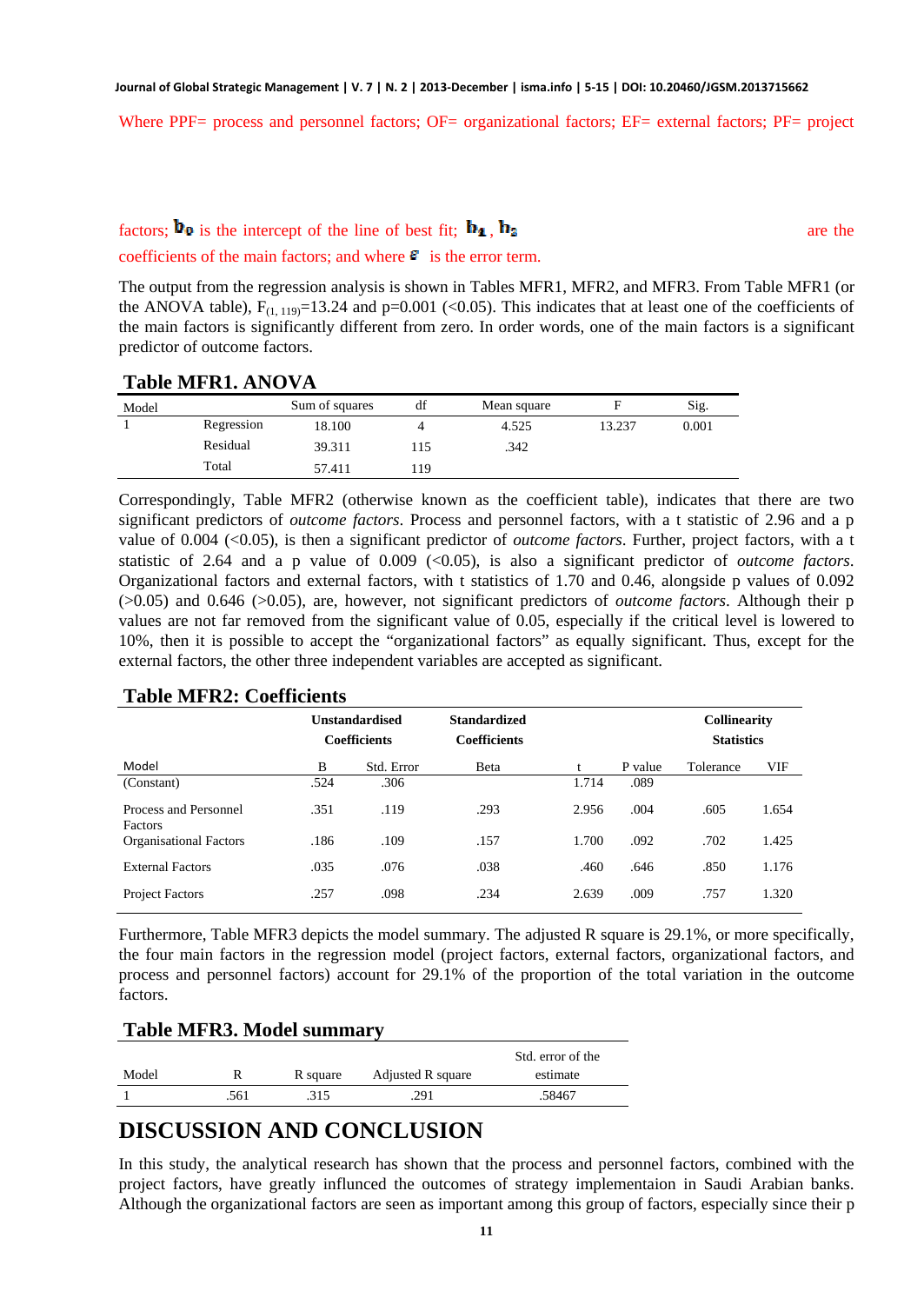Where PPF= process and personnel factors; OF= organizational factors; EF= external factors; PF= project factors; $b_0$ is the intercept of the line of best fit; $b_1$ , $b_2$ are the coefficients of the main factors; and where $\varepsilon$ is the error term.

The output from the regression analysis is shown in Tables MFR1, MFR2, and MFR3. From Table MFR1 (or the ANOVA table), $F_{(1, 119)}$=13.24 and p=0.001 (<0.05). This indicates that at least one of the coefficients of the main factors is significantly different from zero. In order words, one of the main factors is a significant predictor of outcome factors.

## Table MFR1. ANOVA

| Model | | Sum of squares | df | Mean square | F | Sig. |
|---|---|---|---|---|---|---|
| 1 | Regression | 18.100 | 4 | 4.525 | 13.237 | 0.001 |
| | Residual | 39.311 | 115 | .342 | | |
| | Total | 57.411 | 119 | | | |

Correspondingly, Table MFR2 (otherwise known as the coefficient table), indicates that there are two significant predictors of *outcome factors*. Process and personnel factors, with a t statistic of 2.96 and a p value of 0.004 (<0.05), is then a significant predictor of *outcome factors*. Further, project factors, with a t statistic of 2.64 and a p value of 0.009 (<0.05), is also a significant predictor of *outcome factors*. Organizational factors and external factors, with t statistics of 1.70 and 0.46, alongside p values of 0.092 (>0.05) and 0.646 (>0.05), are, however, not significant predictors of *outcome factors*. Although their p values are not far removed from the significant value of 0.05, especially if the critical level is lowered to 10%, then it is possible to accept the "organizational factors" as equally significant. Thus, except for the external factors, the other three independent variables are accepted as significant.

## Table MFR2: Coefficients

| | **Unstandardised Coefficients** | | **Standardized Coefficients** | | | **Collinearity Statistics** | |
|---|---|---|---|---|---|---|---|
| Model | B | Std. Error | Beta | t | P value | Tolerance | VIF |
| (Constant) | .524 | .306 | | 1.714 | .089 | | |
| Process and Personnel Factors | .351 | .119 | .293 | 2.956 | .004 | .605 | 1.654 |
| Organisational Factors | .186 | .109 | .157 | 1.700 | .092 | .702 | 1.425 |
| External Factors | .035 | .076 | .038 | .460 | .646 | .850 | 1.176 |
| Project Factors | .257 | .098 | .234 | 2.639 | .009 | .757 | 1.320 |

Furthermore, Table MFR3 depicts the model summary. The adjusted R square is 29.1%, or more specifically, the four main factors in the regression model (project factors, external factors, organizational factors, and process and personnel factors) account for 29.1% of the proportion of the total variation in the outcome factors.

## Table MFR3. Model summary

| Model | R | R square | Adjusted R square | Std. error of the estimate |
|---|---|---|---|---|
| 1 | .561 | .315 | .291 | .58467 |

# DISCUSSION AND CONCLUSION

In this study, the analytical research has shown that the process and personnel factors, combined with the project factors, have greatly influenced the outcomes of strategy implementaion in Saudi Arabian banks. Although the organizational factors are seen as important among this group of factors, especially since their p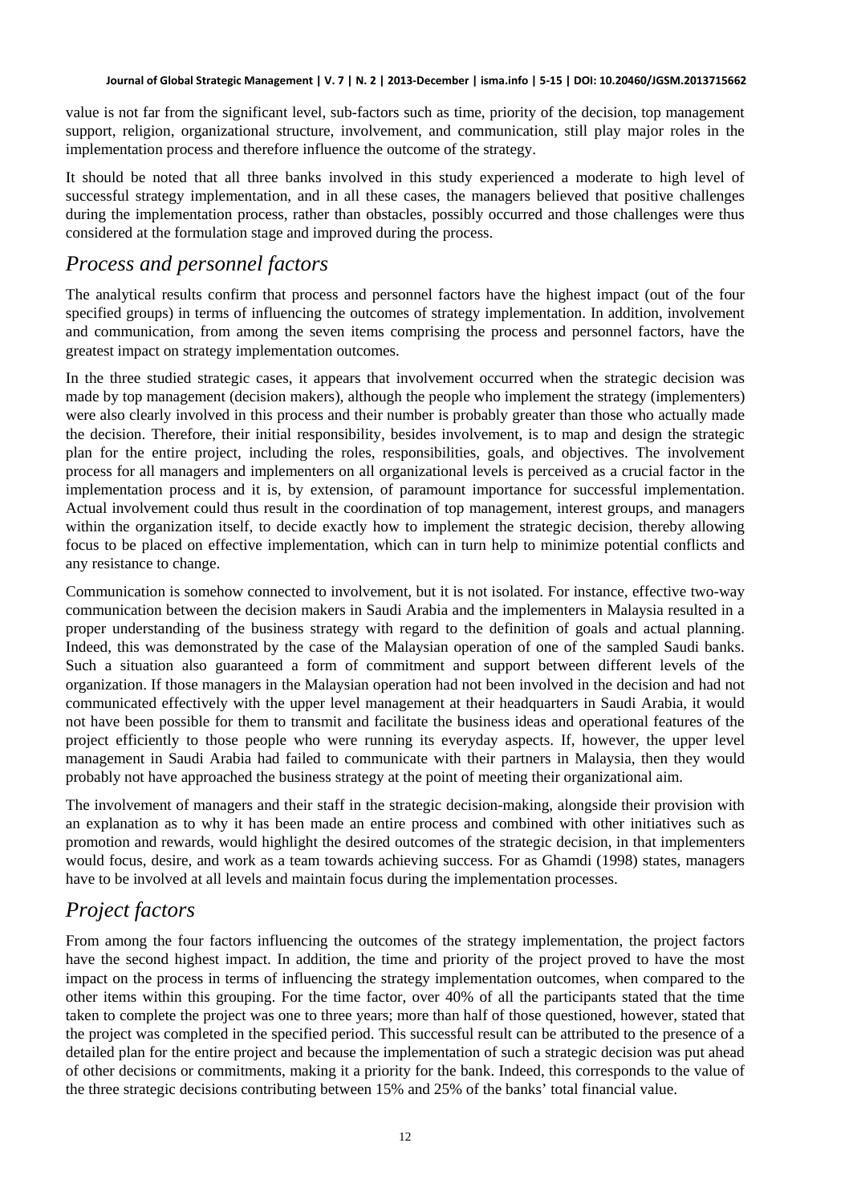value is not far from the significant level, sub-factors such as time, priority of the decision, top management support, religion, organizational structure, involvement, and communication, still play major roles in the implementation process and therefore influence the outcome of the strategy.

It should be noted that all three banks involved in this study experienced a moderate to high level of successful strategy implementation, and in all these cases, the managers believed that positive challenges during the implementation process, rather than obstacles, possibly occurred and those challenges were thus considered at the formulation stage and improved during the process.

## *Process and personnel factors*

The analytical results confirm that process and personnel factors have the highest impact (out of the four specified groups) in terms of influencing the outcomes of strategy implementation. In addition, involvement and communication, from among the seven items comprising the process and personnel factors, have the greatest impact on strategy implementation outcomes.

In the three studied strategic cases, it appears that involvement occurred when the strategic decision was made by top management (decision makers), although the people who implement the strategy (implementers) were also clearly involved in this process and their number is probably greater than those who actually made the decision. Therefore, their initial responsibility, besides involvement, is to map and design the strategic plan for the entire project, including the roles, responsibilities, goals, and objectives. The involvement process for all managers and implementers on all organizational levels is perceived as a crucial factor in the implementation process and it is, by extension, of paramount importance for successful implementation. Actual involvement could thus result in the coordination of top management, interest groups, and managers within the organization itself, to decide exactly how to implement the strategic decision, thereby allowing focus to be placed on effective implementation, which can in turn help to minimize potential conflicts and any resistance to change.

Communication is somehow connected to involvement, but it is not isolated. For instance, effective two-way communication between the decision makers in Saudi Arabia and the implementers in Malaysia resulted in a proper understanding of the business strategy with regard to the definition of goals and actual planning. Indeed, this was demonstrated by the case of the Malaysian operation of one of the sampled Saudi banks. Such a situation also guaranteed a form of commitment and support between different levels of the organization. If those managers in the Malaysian operation had not been involved in the decision and had not communicated effectively with the upper level management at their headquarters in Saudi Arabia, it would not have been possible for them to transmit and facilitate the business ideas and operational features of the project efficiently to those people who were running its everyday aspects. If, however, the upper level management in Saudi Arabia had failed to communicate with their partners in Malaysia, then they would probably not have approached the business strategy at the point of meeting their organizational aim.

The involvement of managers and their staff in the strategic decision-making, alongside their provision with an explanation as to why it has been made an entire process and combined with other initiatives such as promotion and rewards, would highlight the desired outcomes of the strategic decision, in that implementers would focus, desire, and work as a team towards achieving success. For as Ghamdi (1998) states, managers have to be involved at all levels and maintain focus during the implementation processes.

## *Project factors*

From among the four factors influencing the outcomes of the strategy implementation, the project factors have the second highest impact. In addition, the time and priority of the project proved to have the most impact on the process in terms of influencing the strategy implementation outcomes, when compared to the other items within this grouping. For the time factor, over 40% of all the participants stated that the time taken to complete the project was one to three years; more than half of those questioned, however, stated that the project was completed in the specified period. This successful result can be attributed to the presence of a detailed plan for the entire project and because the implementation of such a strategic decision was put ahead of other decisions or commitments, making it a priority for the bank. Indeed, this corresponds to the value of the three strategic decisions contributing between 15% and 25% of the banks' total financial value.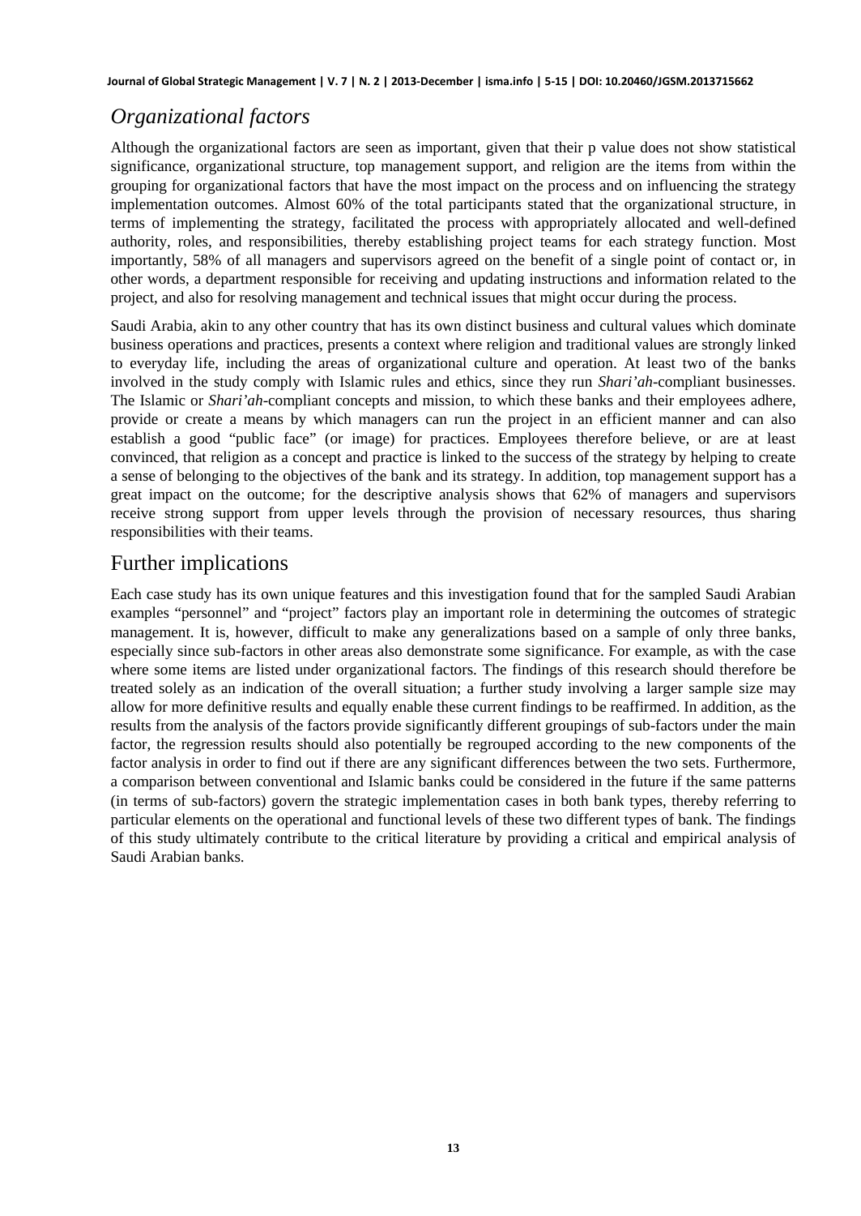## *Organizational factors*

Although the organizational factors are seen as important, given that their p value does not show statistical significance, organizational structure, top management support, and religion are the items from within the grouping for organizational factors that have the most impact on the process and on influencing the strategy implementation outcomes. Almost 60% of the total participants stated that the organizational structure, in terms of implementing the strategy, facilitated the process with appropriately allocated and well-defined authority, roles, and responsibilities, thereby establishing project teams for each strategy function. Most importantly, 58% of all managers and supervisors agreed on the benefit of a single point of contact or, in other words, a department responsible for receiving and updating instructions and information related to the project, and also for resolving management and technical issues that might occur during the process.

Saudi Arabia, akin to any other country that has its own distinct business and cultural values which dominate business operations and practices, presents a context where religion and traditional values are strongly linked to everyday life, including the areas of organizational culture and operation. At least two of the banks involved in the study comply with Islamic rules and ethics, since they run *Shari'ah*-compliant businesses. The Islamic or *Shari'ah*-compliant concepts and mission, to which these banks and their employees adhere, provide or create a means by which managers can run the project in an efficient manner and can also establish a good "public face" (or image) for practices. Employees therefore believe, or are at least convinced, that religion as a concept and practice is linked to the success of the strategy by helping to create a sense of belonging to the objectives of the bank and its strategy. In addition, top management support has a great impact on the outcome; for the descriptive analysis shows that 62% of managers and supervisors receive strong support from upper levels through the provision of necessary resources, thus sharing responsibilities with their teams.

## Further implications

Each case study has its own unique features and this investigation found that for the sampled Saudi Arabian examples "personnel" and "project" factors play an important role in determining the outcomes of strategic management. It is, however, difficult to make any generalizations based on a sample of only three banks, especially since sub-factors in other areas also demonstrate some significance. For example, as with the case where some items are listed under organizational factors. The findings of this research should therefore be treated solely as an indication of the overall situation; a further study involving a larger sample size may allow for more definitive results and equally enable these current findings to be reaffirmed. In addition, as the results from the analysis of the factors provide significantly different groupings of sub-factors under the main factor, the regression results should also potentially be regrouped according to the new components of the factor analysis in order to find out if there are any significant differences between the two sets. Furthermore, a comparison between conventional and Islamic banks could be considered in the future if the same patterns (in terms of sub-factors) govern the strategic implementation cases in both bank types, thereby referring to particular elements on the operational and functional levels of these two different types of bank. The findings of this study ultimately contribute to the critical literature by providing a critical and empirical analysis of Saudi Arabian banks.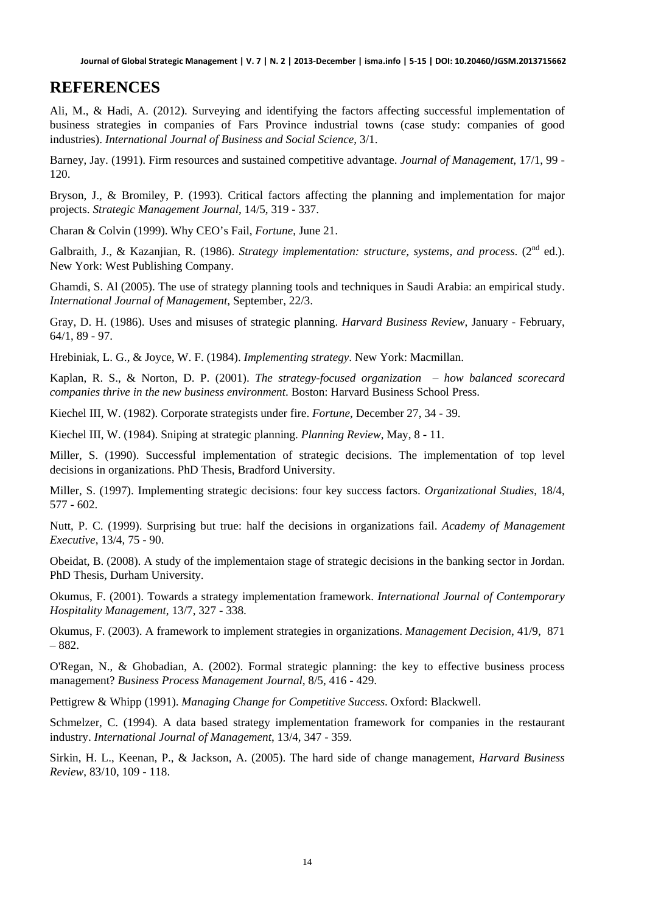# REFERENCES

Ali, M., & Hadi, A. (2012). Surveying and identifying the factors affecting successful implementation of business strategies in companies of Fars Province industrial towns (case study: companies of good industries). *International Journal of Business and Social Science*, 3/1.

Barney, Jay. (1991). Firm resources and sustained competitive advantage. *Journal of Management*, 17/1, 99 - 120.

Bryson, J., & Bromiley, P. (1993). Critical factors affecting the planning and implementation for major projects. *Strategic Management Journal*, 14/5, 319 - 337.

Charan & Colvin (1999). Why CEO's Fail, *Fortune*, June 21.

Galbraith, J., & Kazanjian, R. (1986). *Strategy implementation: structure, systems, and process.* (2nd ed.). New York: West Publishing Company.

Ghamdi, S. Al (2005). The use of strategy planning tools and techniques in Saudi Arabia: an empirical study. *International Journal of Management*, September, 22/3.

Gray, D. H. (1986). Uses and misuses of strategic planning. *Harvard Business Review*, January - February, 64/1, 89 - 97.

Hrebiniak, L. G., & Joyce, W. F. (1984). *Implementing strategy*. New York: Macmillan.

Kaplan, R. S., & Norton, D. P. (2001). *The strategy-focused organization – how balanced scorecard companies thrive in the new business environment*. Boston: Harvard Business School Press.

Kiechel III, W. (1982). Corporate strategists under fire. *Fortune*, December 27, 34 - 39.

Kiechel III, W. (1984). Sniping at strategic planning. *Planning Review*, May, 8 - 11.

Miller, S. (1990). Successful implementation of strategic decisions. The implementation of top level decisions in organizations. PhD Thesis, Bradford University.

Miller, S. (1997). Implementing strategic decisions: four key success factors. *Organizational Studies*, 18/4, 577 - 602.

Nutt, P. C. (1999). Surprising but true: half the decisions in organizations fail. *Academy of Management Executive*, 13/4, 75 - 90.

Obeidat, B. (2008). A study of the implementaion stage of strategic decisions in the banking sector in Jordan. PhD Thesis, Durham University.

Okumus, F. (2001). Towards a strategy implementation framework. *International Journal of Contemporary Hospitality Management*, 13/7, 327 - 338.

Okumus, F. (2003). A framework to implement strategies in organizations. *Management Decision*, 41/9, 871 – 882.

O'Regan, N., & Ghobadian, A. (2002). Formal strategic planning: the key to effective business process management? *Business Process Management Journal*, 8/5, 416 - 429.

Pettigrew & Whipp (1991). *Managing Change for Competitive Success.* Oxford: Blackwell.

Schmelzer, C. (1994). A data based strategy implementation framework for companies in the restaurant industry. *International Journal of Management*, 13/4, 347 - 359.

Sirkin, H. L., Keenan, P., & Jackson, A. (2005). The hard side of change management, *Harvard Business Review*, 83/10, 109 - 118.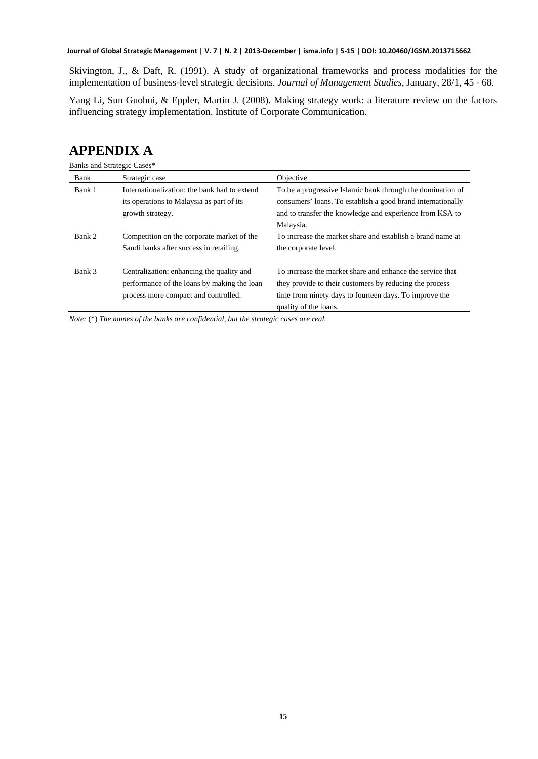Skivington, J., & Daft, R. (1991). A study of organizational frameworks and process modalities for the implementation of business-level strategic decisions. *Journal of Management Studies*, January, 28/1, 45 - 68.

Yang Li, Sun Guohui, & Eppler, Martin J. (2008). Making strategy work: a literature review on the factors influencing strategy implementation. Institute of Corporate Communication.

# APPENDIX A

Banks and Strategic Cases*

| Bank | Strategic case | Objective |
|---|---|---|
| Bank 1 | Internationalization: the bank had to extend its operations to Malaysia as part of its growth strategy. | To be a progressive Islamic bank through the domination of consumers' loans. To establish a good brand internationally and to transfer the knowledge and experience from KSA to Malaysia. |
| Bank 2 | Competition on the corporate market of the Saudi banks after success in retailing. | To increase the market share and establish a brand name at the corporate level. |
| Bank 3 | Centralization: enhancing the quality and performance of the loans by making the loan process more compact and controlled. | To increase the market share and enhance the service that they provide to their customers by reducing the process time from ninety days to fourteen days. To improve the quality of the loans. |

*Note:* (*) *The names of the banks are confidential, but the strategic cases are real.*